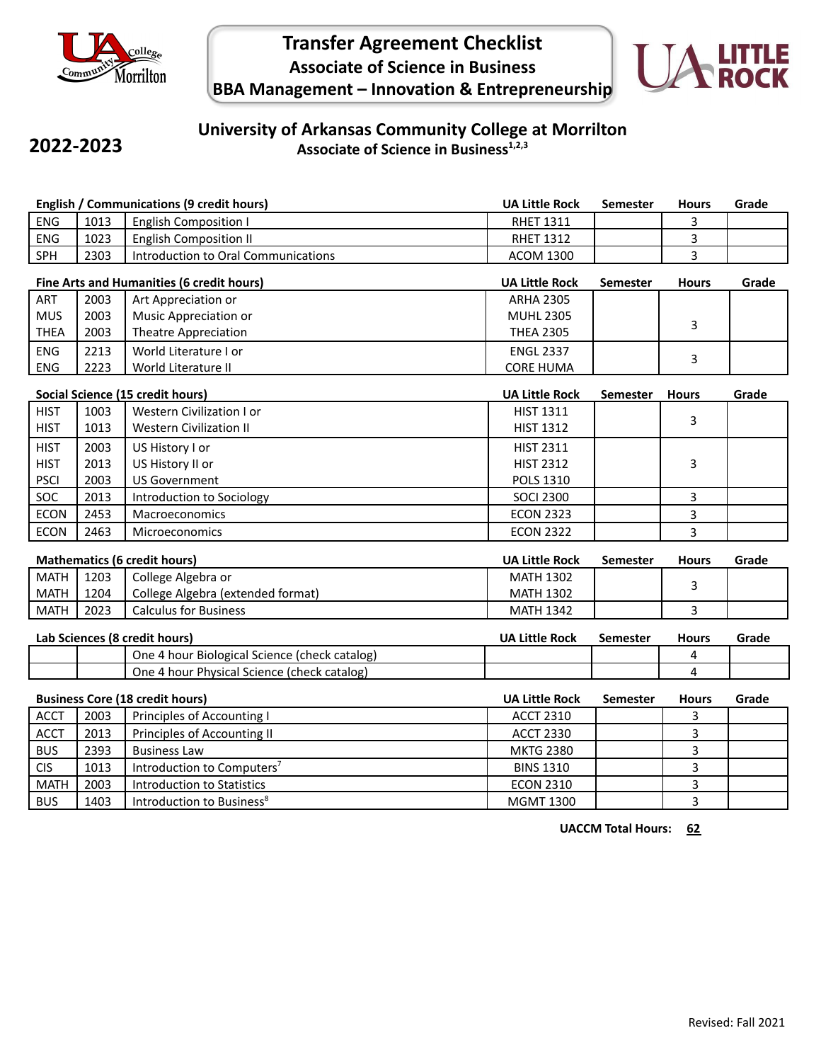# Transfer Agreement Checklist
## Associate of Science in Business
## BBA Management – Innovation & Entrepreneurship

**2022-2023**

## University of Arkansas Community College at Morrilton
### Associate of Science in Business[1,2,3]

**English / Communications (9 credit hours)**

| | | | UA Little Rock | Semester | Hours | Grade |
|---|---|---|---|---|---|---|
| ENG | 1013 | English Composition I | RHET 1311 | | 3 | |
| ENG | 1023 | English Composition II | RHET 1312 | | 3 | |
| SPH | 2303 | Introduction to Oral Communications | ACOM 1300 | | 3 | |

**Fine Arts and Humanities (6 credit hours)**

| | | | UA Little Rock | Semester | Hours | Grade |
|---|---|---|---|---|---|---|
| ART<br>MUS<br>THEA | 2003<br>2003<br>2003 | Art Appreciation or<br>Music Appreciation or<br>Theatre Appreciation | ARHA 2305<br>MUHL 2305<br>THEA 2305 | | 3 | |
| ENG<br>ENG | 2213<br>2223 | World Literature I or<br>World Literature II | ENGL 2337<br>CORE HUMA | | 3 | |

**Social Science (15 credit hours)**

| | | | UA Little Rock | Semester | Hours | Grade |
|---|---|---|---|---|---|---|
| HIST<br>HIST | 1003<br>1013 | Western Civilization I or<br>Western Civilization II | HIST 1311<br>HIST 1312 | | 3 | |
| HIST<br>HIST<br>PSCI | 2003<br>2013<br>2003 | US History I or<br>US History II or<br>US Government | HIST 2311<br>HIST 2312<br>POLS 1310 | | 3 | |
| SOC | 2013 | Introduction to Sociology | SOCI 2300 | | 3 | |
| ECON | 2453 | Macroeconomics | ECON 2323 | | 3 | |
| ECON | 2463 | Microeconomics | ECON 2322 | | 3 | |

**Mathematics (6 credit hours)**

| | | | UA Little Rock | Semester | Hours | Grade |
|---|---|---|---|---|---|---|
| MATH<br>MATH | 1203<br>1204 | College Algebra or<br>College Algebra (extended format) | MATH 1302<br>MATH 1302 | | 3 | |
| MATH | 2023 | Calculus for Business | MATH 1342 | | 3 | |

**Lab Sciences (8 credit hours)**

| | | | UA Little Rock | Semester | Hours | Grade |
|---|---|---|---|---|---|---|
| | | One 4 hour Biological Science (check catalog) | | | 4 | |
| | | One 4 hour Physical Science (check catalog) | | | 4 | |

**Business Core (18 credit hours)**

| | | | UA Little Rock | Semester | Hours | Grade |
|---|---|---|---|---|---|---|
| ACCT | 2003 | Principles of Accounting I | ACCT 2310 | | 3 | |
| ACCT | 2013 | Principles of Accounting II | ACCT 2330 | | 3 | |
| BUS | 2393 | Business Law | MKTG 2380 | | 3 | |
| CIS | 1013 | Introduction to Computers[7] | BINS 1310 | | 3 | |
| MATH | 2003 | Introduction to Statistics | ECON 2310 | | 3 | |
| BUS | 1403 | Introduction to Business[8] | MGMT 1300 | | 3 | |

**UACCM Total Hours: 62**

Revised: Fall 2021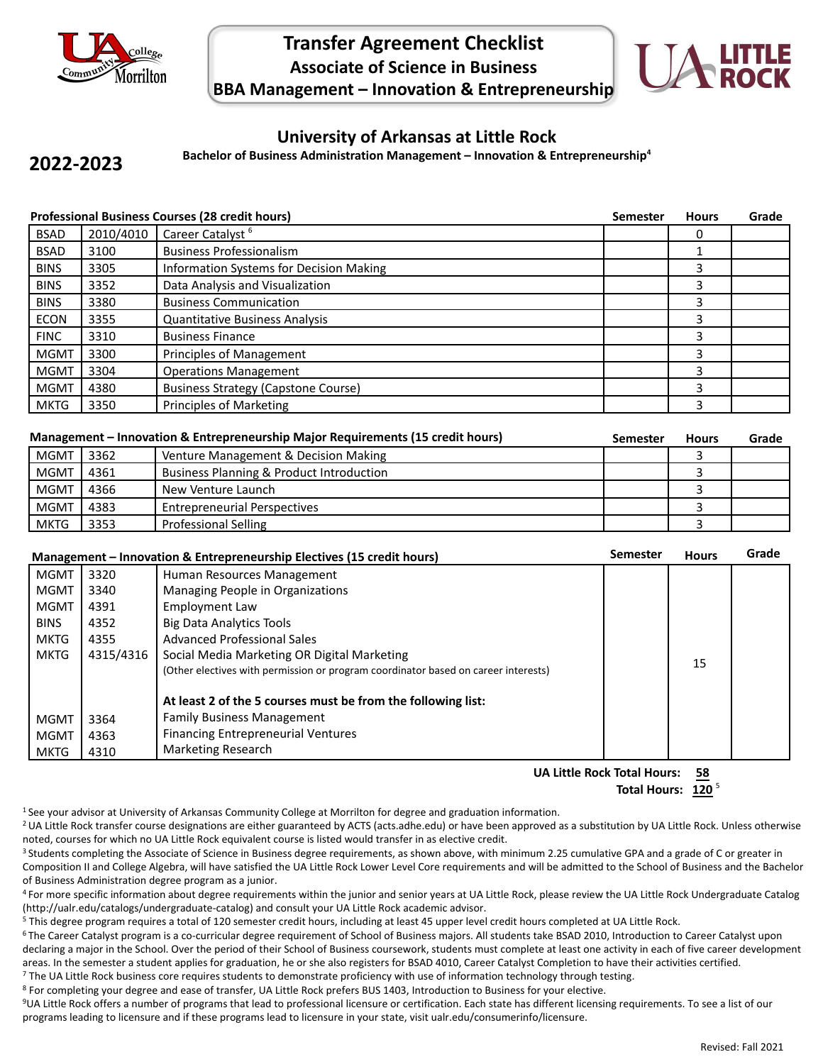# Transfer Agreement Checklist

## Associate of Science in Business

## BBA Management – Innovation & Entrepreneurship

## University of Arkansas at Little Rock

**Bachelor of Business Administration Management – Innovation & Entrepreneurship[4]**

**2022-2023**

**Professional Business Courses (28 credit hours)**

| | | | Semester | Hours | Grade |
|---|---|---|---|---|---|
| BSAD | 2010/4010 | Career Catalyst [6] | | 0 | |
| BSAD | 3100 | Business Professionalism | | 1 | |
| BINS | 3305 | Information Systems for Decision Making | | 3 | |
| BINS | 3352 | Data Analysis and Visualization | | 3 | |
| BINS | 3380 | Business Communication | | 3 | |
| ECON | 3355 | Quantitative Business Analysis | | 3 | |
| FINC | 3310 | Business Finance | | 3 | |
| MGMT | 3300 | Principles of Management | | 3 | |
| MGMT | 3304 | Operations Management | | 3 | |
| MGMT | 4380 | Business Strategy (Capstone Course) | | 3 | |
| MKTG | 3350 | Principles of Marketing | | 3 | |

**Management – Innovation & Entrepreneurship Major Requirements (15 credit hours)**

| | | | Semester | Hours | Grade |
|---|---|---|---|---|---|
| MGMT | 3362 | Venture Management & Decision Making | | 3 | |
| MGMT | 4361 | Business Planning & Product Introduction | | 3 | |
| MGMT | 4366 | New Venture Launch | | 3 | |
| MGMT | 4383 | Entrepreneurial Perspectives | | 3 | |
| MKTG | 3353 | Professional Selling | | 3 | |

**Management – Innovation & Entrepreneurship Electives (15 credit hours)**

| | | | Semester | Hours | Grade |
|---|---|---|---|---|---|
| MGMT | 3320 | Human Resources Management | | 15 | |
| MGMT | 3340 | Managing People in Organizations | | | |
| MGMT | 4391 | Employment Law | | | |
| BINS | 4352 | Big Data Analytics Tools | | | |
| MKTG | 4355 | Advanced Professional Sales | | | |
| MKTG | 4315/4316 | Social Media Marketing OR Digital Marketing (Other electives with permission or program coordinator based on career interests) | | | |
| | | **At least 2 of the 5 courses must be from the following list:** | | | |
| MGMT | 3364 | Family Business Management | | | |
| MGMT | 4363 | Financing Entrepreneurial Ventures | | | |
| MKTG | 4310 | Marketing Research | | | |

**UA Little Rock Total Hours: 58**

**Total Hours: 120** [5]

[1] See your advisor at University of Arkansas Community College at Morrilton for degree and graduation information.

[2] UA Little Rock transfer course designations are either guaranteed by ACTS (acts.adhe.edu) or have been approved as a substitution by UA Little Rock. Unless otherwise noted, courses for which no UA Little Rock equivalent course is listed would transfer in as elective credit.

[3] Students completing the Associate of Science in Business degree requirements, as shown above, with minimum 2.25 cumulative GPA and a grade of C or greater in Composition II and College Algebra, will have satisfied the UA Little Rock Lower Level Core requirements and will be admitted to the School of Business and the Bachelor of Business Administration degree program as a junior.

[4] For more specific information about degree requirements within the junior and senior years at UA Little Rock, please review the UA Little Rock Undergraduate Catalog (http://ualr.edu/catalogs/undergraduate-catalog) and consult your UA Little Rock academic advisor.

[5] This degree program requires a total of 120 semester credit hours, including at least 45 upper level credit hours completed at UA Little Rock.

[6] The Career Catalyst program is a co-curricular degree requirement of School of Business majors. All students take BSAD 2010, Introduction to Career Catalyst upon declaring a major in the School. Over the period of their School of Business coursework, students must complete at least one activity in each of five career development areas. In the semester a student applies for graduation, he or she also registers for BSAD 4010, Career Catalyst Completion to have their activities certified.

[7] The UA Little Rock business core requires students to demonstrate proficiency with use of information technology through testing.

[8] For completing your degree and ease of transfer, UA Little Rock prefers BUS 1403, Introduction to Business for your elective.

[9] UA Little Rock offers a number of programs that lead to professional licensure or certification. Each state has different licensing requirements. To see a list of our programs leading to licensure and if these programs lead to licensure in your state, visit ualr.edu/consumerinfo/licensure.

Revised: Fall 2021